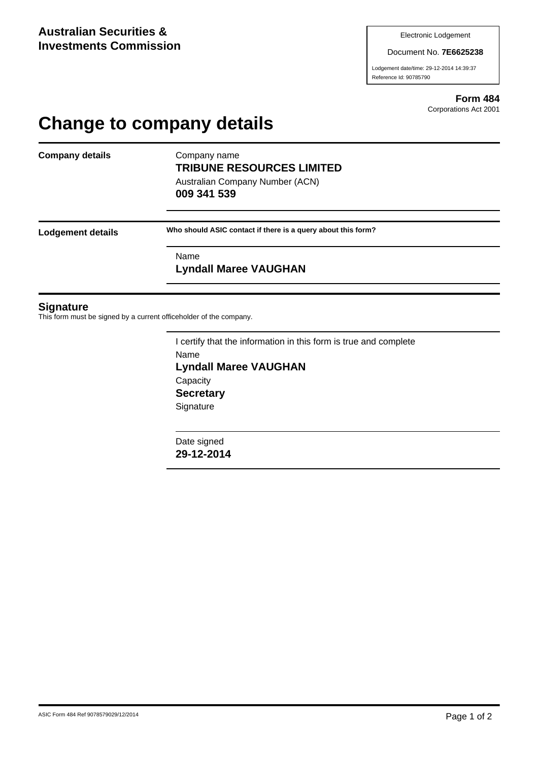**Australian Securities & Investments Commission**

Electronic Lodgement

Document No. **7E6625238**

Lodgement date/time: 29-12-2014 14:39:37

Reference Id: 90785790

**Form 484**

Corporations Act 2001

# Change to company details

**Company details**

Company name

**TRIBUNE RESOURCES LIMITED**

Australian Company Number (ACN)

**009 341 539**

**Lodgement details**

**Who should ASIC contact if there is a query about this form?**

Name

**Lyndall Maree VAUGHAN**

## Signature

This form must be signed by a current officeholder of the company.

I certify that the information in this form is true and complete

Name

**Lyndall Maree VAUGHAN**

Capacity

**Secretary**

Signature

Date signed

**29-12-2014**

ASIC Form 484 Ref 9078579029/12/2014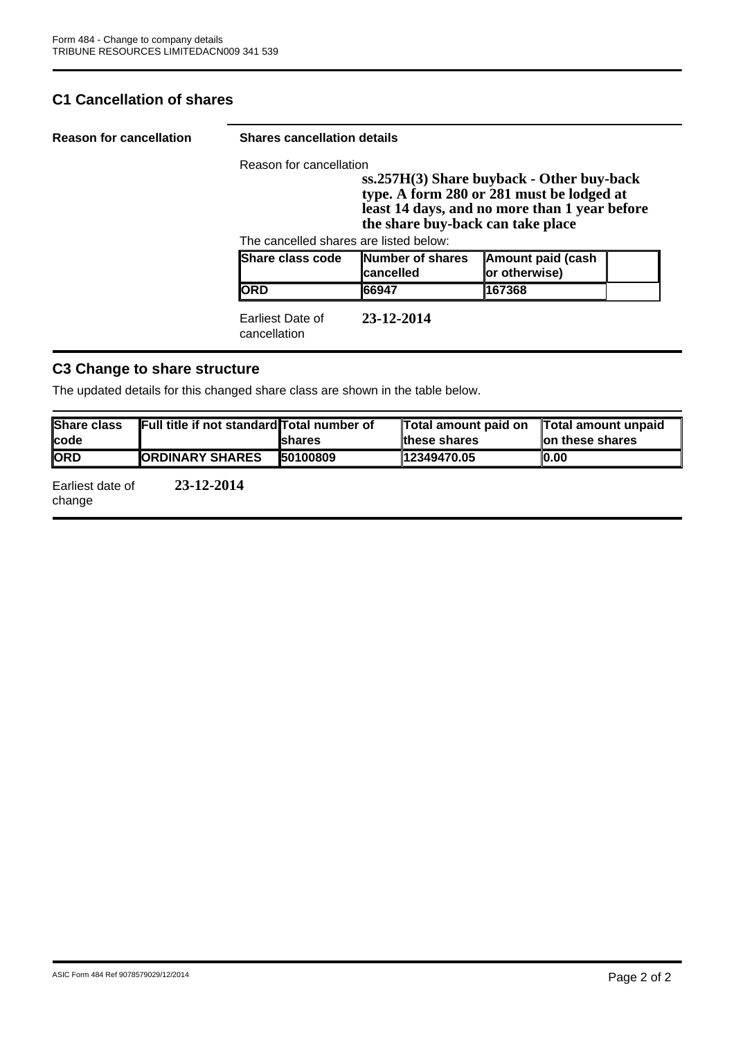## C1 Cancellation of shares

**Reason for cancellation**

**Shares cancellation details**

Reason for cancellation **ss.257H(3) Share buyback - Other buy-back type. A form 280 or 281 must be lodged at least 14 days, and no more than 1 year before the share buy-back can take place**

The cancelled shares are listed below:

| Share class code | Number of shares cancelled | Amount paid (cash or otherwise) | |
|---|---|---|---|
| ORD | 66947 | 167368 | |

Earliest Date of cancellation **23-12-2014**

## C3 Change to share structure

The updated details for this changed share class are shown in the table below.

| Share class code | Full title if not standard | Total number of shares | Total amount paid on these shares | Total amount unpaid on these shares |
|---|---|---|---|---|
| ORD | ORDINARY SHARES | 50100809 | 12349470.05 | 0.00 |

Earliest date of change **23-12-2014**